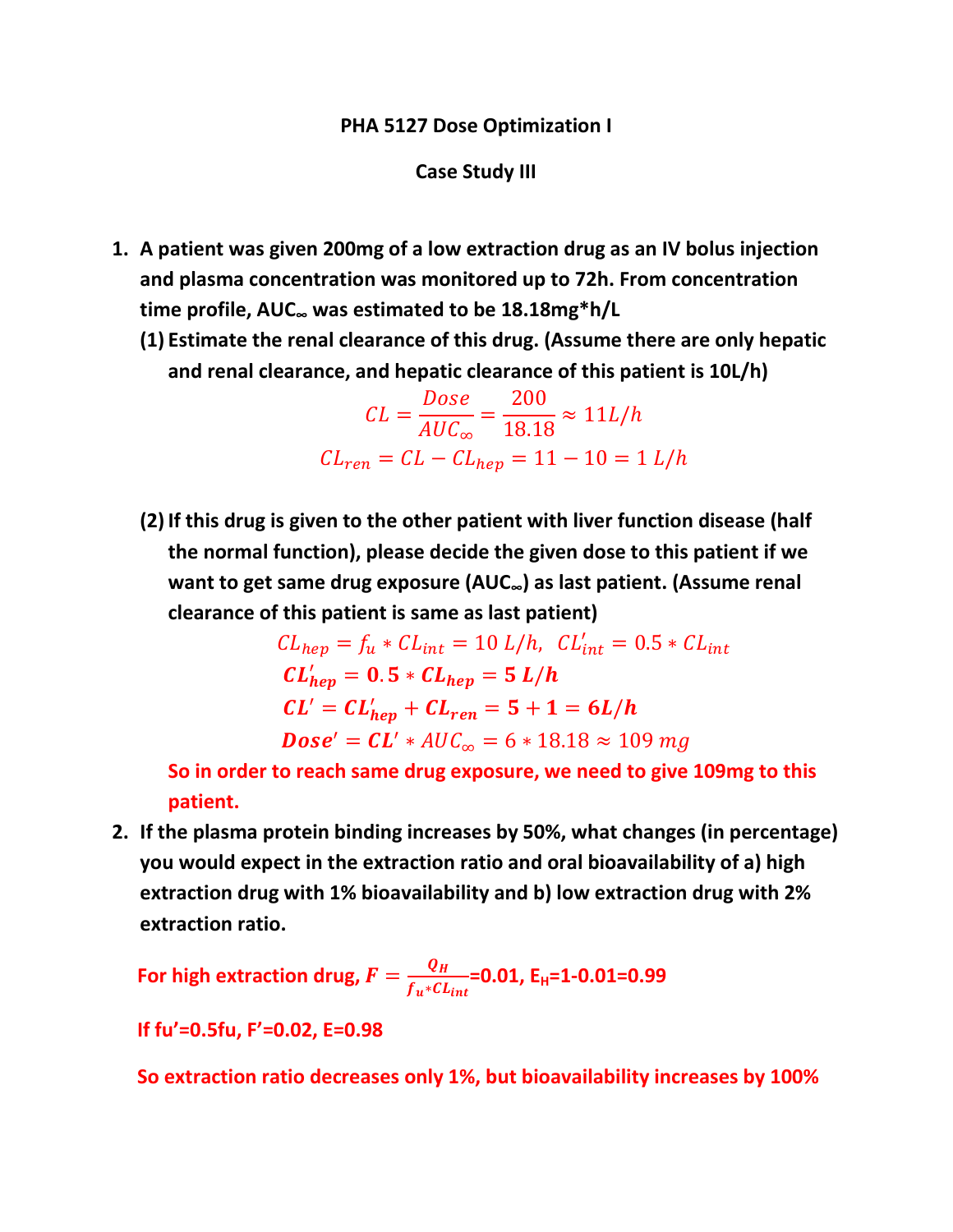**PHA 5127 Dose Optimization I**

**Case Study III**

1. **A patient was given 200mg of a low extraction drug as an IV bolus injection and plasma concentration was monitored up to 72h. From concentration time profile, $AUC_\infty$ was estimated to be 18.18mg\*h/L**

   (1) **Estimate the renal clearance of this drug. (Assume there are only hepatic and renal clearance, and hepatic clearance of this patient is 10L/h)**

$$CL = \frac{Dose}{AUC_\infty} = \frac{200}{18.18} \approx 11 L/h$$

$$CL_{ren} = CL - CL_{hep} = 11 - 10 = 1\ L/h$$

   (2) **If this drug is given to the other patient with liver function disease (half the normal function), please decide the given dose to this patient if we want to get same drug exposure ($AUC_\infty$) as last patient. (Assume renal clearance of this patient is same as last patient)**

$$CL_{hep} = f_u * CL_{int} = 10\ L/h,\ \ CL'_{int} = 0.5 * CL_{int}$$

$$\boldsymbol{CL'_{hep} = 0.5 * CL_{hep} = 5\ L/h}$$

$$\boldsymbol{CL' = CL'_{hep} + CL_{ren} = 5 + 1 = 6 L/h}$$

$$\boldsymbol{Dose'} = \boldsymbol{CL'} * AUC_\infty = 6 * 18.18 \approx 109\ mg$$

   **So in order to reach same drug exposure, we need to give 109mg to this patient.**

2. **If the plasma protein binding increases by 50%, what changes (in percentage) you would expect in the extraction ratio and oral bioavailability of a) high extraction drug with 1% bioavailability and b) low extraction drug with 2% extraction ratio.**

**For high extraction drug, $F = \frac{Q_H}{f_u * CL_{int}}$=0.01, $E_H$=1-0.01=0.99**

**If fu'=0.5fu, F'=0.02, E=0.98**

**So extraction ratio decreases only 1%, but bioavailability increases by 100%**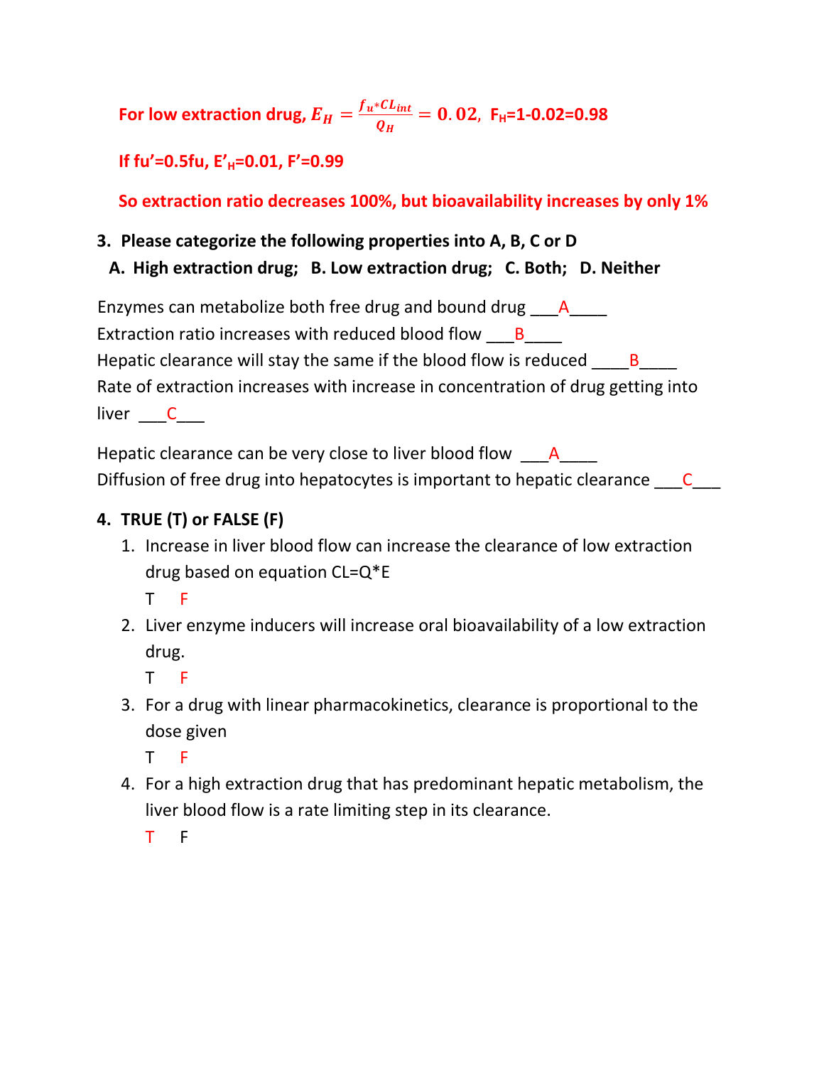**For low extraction drug, $E_H = \frac{f_u * CL_{int}}{Q_H} = 0.02$, $F_H$=1-0.02=0.98**

**If fu'=0.5fu, $E'_H$=0.01, F'=0.99**

**So extraction ratio decreases 100%, but bioavailability increases by only 1%**

**3. Please categorize the following properties into A, B, C or D**

**A. High extraction drug; B. Low extraction drug; C. Both; D. Neither**

Enzymes can metabolize both free drug and bound drug \_\_\_A\_\_\_\_

Extraction ratio increases with reduced blood flow \_\_\_B\_\_\_\_

Hepatic clearance will stay the same if the blood flow is reduced \_\_\_\_B\_\_\_\_

Rate of extraction increases with increase in concentration of drug getting into liver \_\_\_C\_\_\_

Hepatic clearance can be very close to liver blood flow \_\_\_A\_\_\_\_

Diffusion of free drug into hepatocytes is important to hepatic clearance \_\_\_C\_\_\_

**4. TRUE (T) or FALSE (F)**

1. Increase in liver blood flow can increase the clearance of low extraction drug based on equation CL=Q*E

   T F

2. Liver enzyme inducers will increase oral bioavailability of a low extraction drug.

   T F

3. For a drug with linear pharmacokinetics, clearance is proportional to the dose given

   T F

4. For a high extraction drug that has predominant hepatic metabolism, the liver blood flow is a rate limiting step in its clearance.

   T F